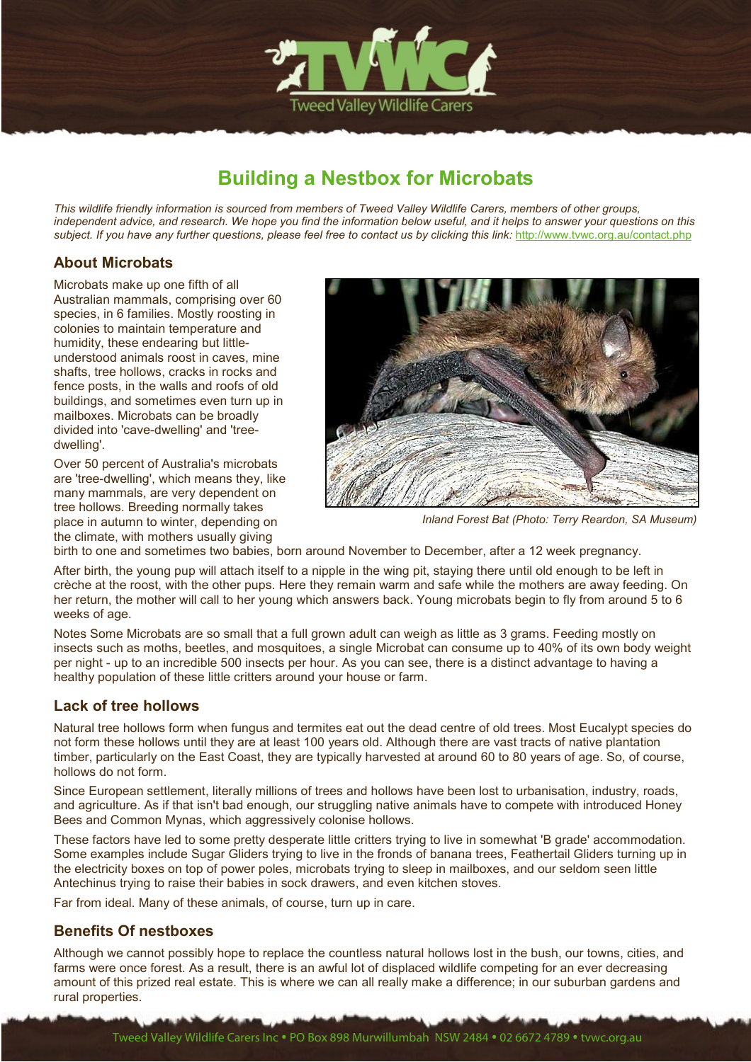# Building a Nestbox for Microbats

*This wildlife friendly information is sourced from members of Tweed Valley Wildlife Carers, members of other groups, independent advice, and research. We hope you find the information below useful, and it helps to answer your questions on this subject. If you have any further questions, please feel free to contact us by clicking this link:* http://www.tvwc.org.au/contact.php

## About Microbats

Microbats make up one fifth of all Australian mammals, comprising over 60 species, in 6 families. Mostly roosting in colonies to maintain temperature and humidity, these endearing but little-understood animals roost in caves, mine shafts, tree hollows, cracks in rocks and fence posts, in the walls and roofs of old buildings, and sometimes even turn up in mailboxes. Microbats can be broadly divided into 'cave-dwelling' and 'tree-dwelling'.

*Inland Forest Bat (Photo: Terry Reardon, SA Museum)*

Over 50 percent of Australia's microbats are 'tree-dwelling', which means they, like many mammals, are very dependent on tree hollows. Breeding normally takes place in autumn to winter, depending on the climate, with mothers usually giving birth to one and sometimes two babies, born around November to December, after a 12 week pregnancy.

After birth, the young pup will attach itself to a nipple in the wing pit, staying there until old enough to be left in crèche at the roost, with the other pups. Here they remain warm and safe while the mothers are away feeding. On her return, the mother will call to her young which answers back. Young microbats begin to fly from around 5 to 6 weeks of age.

Notes Some Microbats are so small that a full grown adult can weigh as little as 3 grams. Feeding mostly on insects such as moths, beetles, and mosquitoes, a single Microbat can consume up to 40% of its own body weight per night - up to an incredible 500 insects per hour. As you can see, there is a distinct advantage to having a healthy population of these little critters around your house or farm.

## Lack of tree hollows

Natural tree hollows form when fungus and termites eat out the dead centre of old trees. Most Eucalypt species do not form these hollows until they are at least 100 years old. Although there are vast tracts of native plantation timber, particularly on the East Coast, they are typically harvested at around 60 to 80 years of age. So, of course, hollows do not form.

Since European settlement, literally millions of trees and hollows have been lost to urbanisation, industry, roads, and agriculture. As if that isn't bad enough, our struggling native animals have to compete with introduced Honey Bees and Common Mynas, which aggressively colonise hollows.

These factors have led to some pretty desperate little critters trying to live in somewhat 'B grade' accommodation. Some examples include Sugar Gliders trying to live in the fronds of banana trees, Feathertail Gliders turning up in the electricity boxes on top of power poles, microbats trying to sleep in mailboxes, and our seldom seen little Antechinus trying to raise their babies in sock drawers, and even kitchen stoves.

Far from ideal. Many of these animals, of course, turn up in care.

## Benefits Of nestboxes

Although we cannot possibly hope to replace the countless natural hollows lost in the bush, our towns, cities, and farms were once forest. As a result, there is an awful lot of displaced wildlife competing for an ever decreasing amount of this prized real estate. This is where we can all really make a difference; in our suburban gardens and rural properties.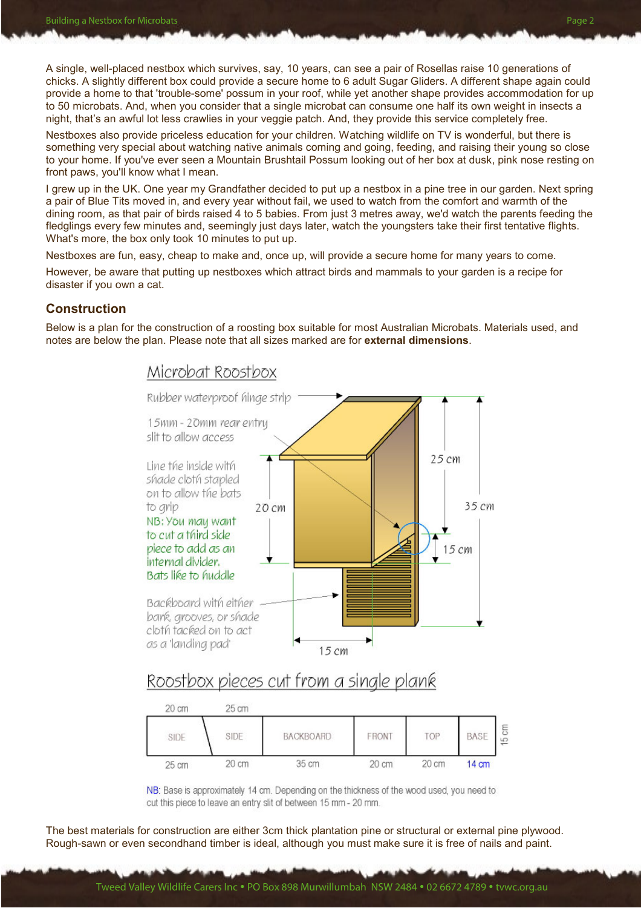A single, well-placed nestbox which survives, say, 10 years, can see a pair of Rosellas raise 10 generations of chicks. A slightly different box could provide a secure home to 6 adult Sugar Gliders. A different shape again could provide a home to that 'trouble-some' possum in your roof, while yet another shape provides accommodation for up to 50 microbats. And, when you consider that a single microbat can consume one half its own weight in insects a night, that's an awful lot less crawlies in your veggie patch. And, they provide this service completely free.

Nestboxes also provide priceless education for your children. Watching wildlife on TV is wonderful, but there is something very special about watching native animals coming and going, feeding, and raising their young so close to your home. If you've ever seen a Mountain Brushtail Possum looking out of her box at dusk, pink nose resting on front paws, you'll know what I mean.

I grew up in the UK. One year my Grandfather decided to put up a nestbox in a pine tree in our garden. Next spring a pair of Blue Tits moved in, and every year without fail, we used to watch from the comfort and warmth of the dining room, as that pair of birds raised 4 to 5 babies. From just 3 metres away, we'd watch the parents feeding the fledglings every few minutes and, seemingly just days later, watch the youngsters take their first tentative flights. What's more, the box only took 10 minutes to put up.

Nestboxes are fun, easy, cheap to make and, once up, will provide a secure home for many years to come.

However, be aware that putting up nestboxes which attract birds and mammals to your garden is a recipe for disaster if you own a cat.

## Construction

Below is a plan for the construction of a roosting box suitable for most Australian Microbats. Materials used, and notes are below the plan. Please note that all sizes marked are for **external dimensions**.

### Microbat Roostbox

- Rubber waterproof hinge strip
- 15mm - 20mm rear entry slit to allow access
- Line the inside with shade cloth stapled on to allow the bats to grip
- NB: You may want to cut a third side piece to add as an internal divider. Bats like to huddle
- Backboard with either bark, grooves, or shade cloth tacked on to act as a 'landing pad'

Dimensions: 20 cm, 25 cm, 35 cm, 15 cm, 15 cm

### Roostbox pieces cut from a single plank

| SIDE | SIDE | BACKBOARD | FRONT | TOP | BASE |
|---|---|---|---|---|---|
| 20 cm / 25 cm | 25 cm / 20 cm | 35 cm | 20 cm | 20 cm | 14 cm |

Plank width: 15 cm

NB: Base is approximately 14 cm. Depending on the thickness of the wood used, you need to cut this piece to leave an entry slit of between 15 mm - 20 mm.

The best materials for construction are either 3cm thick plantation pine or structural or external pine plywood. Rough-sawn or even secondhand timber is ideal, although you must make sure it is free of nails and paint.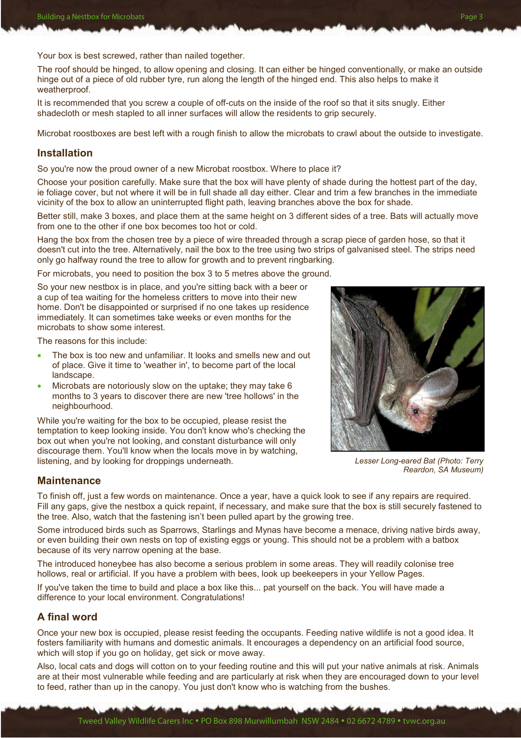Your box is best screwed, rather than nailed together.

The roof should be hinged, to allow opening and closing. It can either be hinged conventionally, or make an outside hinge out of a piece of old rubber tyre, run along the length of the hinged end. This also helps to make it weatherproof.

It is recommended that you screw a couple of off-cuts on the inside of the roof so that it sits snugly. Either shadecloth or mesh stapled to all inner surfaces will allow the residents to grip securely.

Microbat roostboxes are best left with a rough finish to allow the microbats to crawl about the outside to investigate.

## Installation

So you're now the proud owner of a new Microbat roostbox. Where to place it?

Choose your position carefully. Make sure that the box will have plenty of shade during the hottest part of the day, ie foliage cover, but not where it will be in full shade all day either. Clear and trim a few branches in the immediate vicinity of the box to allow an uninterrupted flight path, leaving branches above the box for shade.

Better still, make 3 boxes, and place them at the same height on 3 different sides of a tree. Bats will actually move from one to the other if one box becomes too hot or cold.

Hang the box from the chosen tree by a piece of wire threaded through a scrap piece of garden hose, so that it doesn't cut into the tree. Alternatively, nail the box to the tree using two strips of galvanised steel. The strips need only go halfway round the tree to allow for growth and to prevent ringbarking.

For microbats, you need to position the box 3 to 5 metres above the ground.

So your new nestbox is in place, and you're sitting back with a beer or a cup of tea waiting for the homeless critters to move into their new home. Don't be disappointed or surprised if no one takes up residence immediately. It can sometimes take weeks or even months for the microbats to show some interest.

The reasons for this include:

- The box is too new and unfamiliar. It looks and smells new and out of place. Give it time to 'weather in', to become part of the local landscape.
- Microbats are notoriously slow on the uptake; they may take 6 months to 3 years to discover there are new 'tree hollows' in the neighbourhood.

While you're waiting for the box to be occupied, please resist the temptation to keep looking inside. You don't know who's checking the box out when you're not looking, and constant disturbance will only discourage them. You'll know when the locals move in by watching, listening, and by looking for droppings underneath.

*Lesser Long-eared Bat (Photo: Terry Reardon, SA Museum)*

## Maintenance

To finish off, just a few words on maintenance. Once a year, have a quick look to see if any repairs are required. Fill any gaps, give the nestbox a quick repaint, if necessary, and make sure that the box is still securely fastened to the tree. Also, watch that the fastening isn't been pulled apart by the growing tree.

Some introduced birds such as Sparrows, Starlings and Mynas have become a menace, driving native birds away, or even building their own nests on top of existing eggs or young. This should not be a problem with a batbox because of its very narrow opening at the base.

The introduced honeybee has also become a serious problem in some areas. They will readily colonise tree hollows, real or artificial. If you have a problem with bees, look up beekeepers in your Yellow Pages.

If you've taken the time to build and place a box like this... pat yourself on the back. You will have made a difference to your local environment. Congratulations!

## A final word

Once your new box is occupied, please resist feeding the occupants. Feeding native wildlife is not a good idea. It fosters familiarity with humans and domestic animals. It encourages a dependency on an artificial food source, which will stop if you go on holiday, get sick or move away.

Also, local cats and dogs will cotton on to your feeding routine and this will put your native animals at risk. Animals are at their most vulnerable while feeding and are particularly at risk when they are encouraged down to your level to feed, rather than up in the canopy. You just don't know who is watching from the bushes.